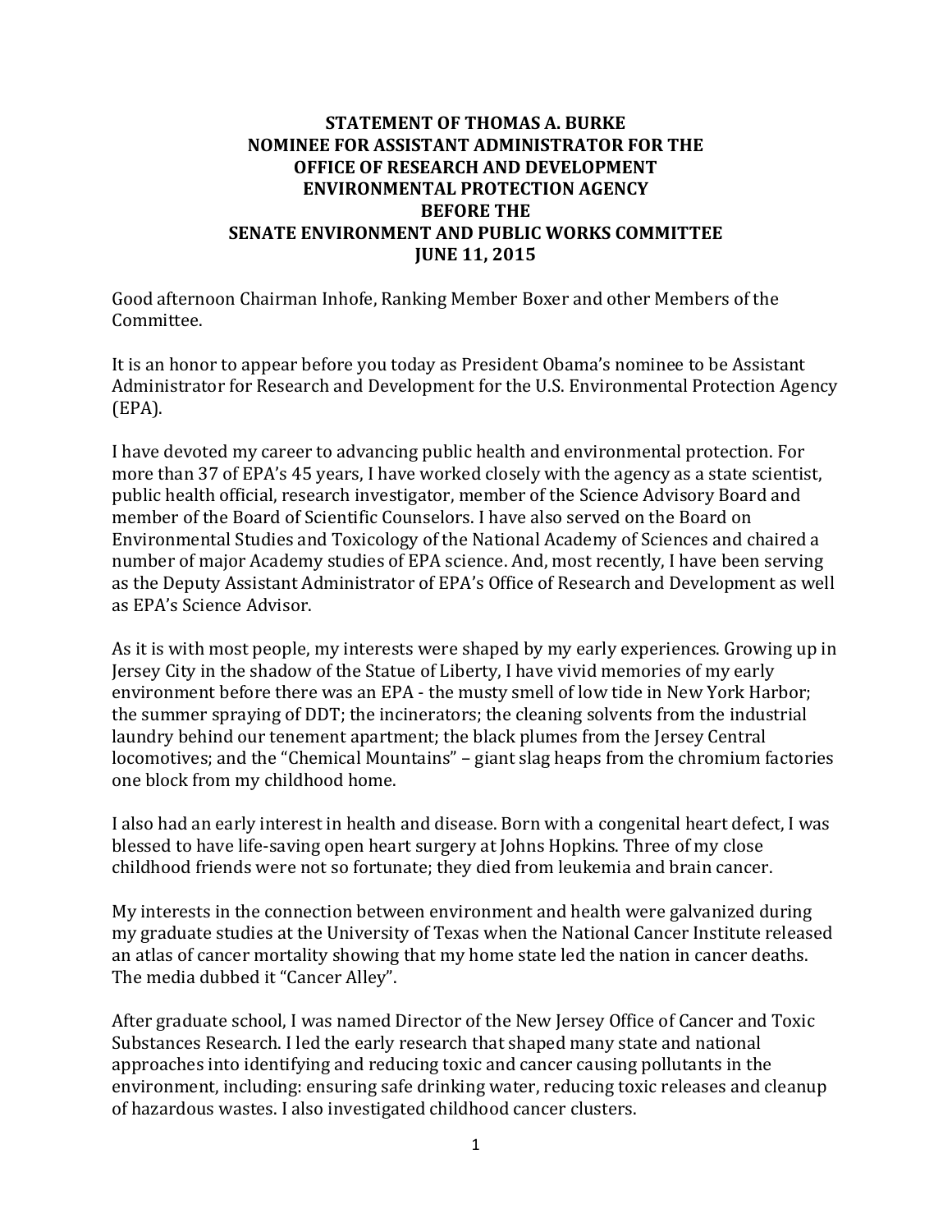# STATEMENT OF THOMAS A. BURKE
# NOMINEE FOR ASSISTANT ADMINISTRATOR FOR THE OFFICE OF RESEARCH AND DEVELOPMENT ENVIRONMENTAL PROTECTION AGENCY BEFORE THE SENATE ENVIRONMENT AND PUBLIC WORKS COMMITTEE
## JUNE 11, 2015

Good afternoon Chairman Inhofe, Ranking Member Boxer and other Members of the Committee.

It is an honor to appear before you today as President Obama's nominee to be Assistant Administrator for Research and Development for the U.S. Environmental Protection Agency (EPA).

I have devoted my career to advancing public health and environmental protection. For more than 37 of EPA's 45 years, I have worked closely with the agency as a state scientist, public health official, research investigator, member of the Science Advisory Board and member of the Board of Scientific Counselors. I have also served on the Board on Environmental Studies and Toxicology of the National Academy of Sciences and chaired a number of major Academy studies of EPA science. And, most recently, I have been serving as the Deputy Assistant Administrator of EPA's Office of Research and Development as well as EPA's Science Advisor.

As it is with most people, my interests were shaped by my early experiences. Growing up in Jersey City in the shadow of the Statue of Liberty, I have vivid memories of my early environment before there was an EPA - the musty smell of low tide in New York Harbor; the summer spraying of DDT; the incinerators; the cleaning solvents from the industrial laundry behind our tenement apartment; the black plumes from the Jersey Central locomotives; and the "Chemical Mountains" – giant slag heaps from the chromium factories one block from my childhood home.

I also had an early interest in health and disease. Born with a congenital heart defect, I was blessed to have life-saving open heart surgery at Johns Hopkins. Three of my close childhood friends were not so fortunate; they died from leukemia and brain cancer.

My interests in the connection between environment and health were galvanized during my graduate studies at the University of Texas when the National Cancer Institute released an atlas of cancer mortality showing that my home state led the nation in cancer deaths. The media dubbed it "Cancer Alley".

After graduate school, I was named Director of the New Jersey Office of Cancer and Toxic Substances Research. I led the early research that shaped many state and national approaches into identifying and reducing toxic and cancer causing pollutants in the environment, including: ensuring safe drinking water, reducing toxic releases and cleanup of hazardous wastes. I also investigated childhood cancer clusters.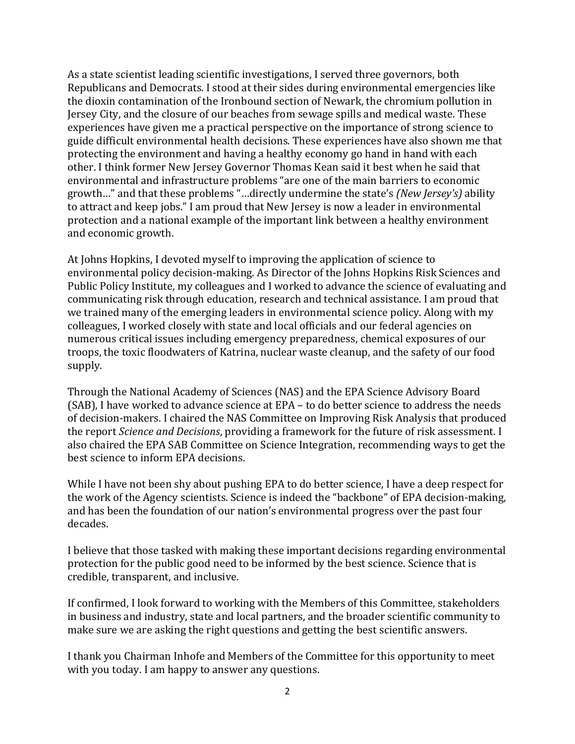As a state scientist leading scientific investigations, I served three governors, both Republicans and Democrats. I stood at their sides during environmental emergencies like the dioxin contamination of the Ironbound section of Newark, the chromium pollution in Jersey City, and the closure of our beaches from sewage spills and medical waste. These experiences have given me a practical perspective on the importance of strong science to guide difficult environmental health decisions. These experiences have also shown me that protecting the environment and having a healthy economy go hand in hand with each other. I think former New Jersey Governor Thomas Kean said it best when he said that environmental and infrastructure problems "are one of the main barriers to economic growth…" and that these problems "…directly undermine the state's *(New Jersey's)* ability to attract and keep jobs." I am proud that New Jersey is now a leader in environmental protection and a national example of the important link between a healthy environment and economic growth.

At Johns Hopkins, I devoted myself to improving the application of science to environmental policy decision-making. As Director of the Johns Hopkins Risk Sciences and Public Policy Institute, my colleagues and I worked to advance the science of evaluating and communicating risk through education, research and technical assistance. I am proud that we trained many of the emerging leaders in environmental science policy. Along with my colleagues, I worked closely with state and local officials and our federal agencies on numerous critical issues including emergency preparedness, chemical exposures of our troops, the toxic floodwaters of Katrina, nuclear waste cleanup, and the safety of our food supply.

Through the National Academy of Sciences (NAS) and the EPA Science Advisory Board (SAB), I have worked to advance science at EPA – to do better science to address the needs of decision-makers. I chaired the NAS Committee on Improving Risk Analysis that produced the report *Science and Decisions*, providing a framework for the future of risk assessment. I also chaired the EPA SAB Committee on Science Integration, recommending ways to get the best science to inform EPA decisions.

While I have not been shy about pushing EPA to do better science, I have a deep respect for the work of the Agency scientists. Science is indeed the "backbone" of EPA decision-making, and has been the foundation of our nation's environmental progress over the past four decades.

I believe that those tasked with making these important decisions regarding environmental protection for the public good need to be informed by the best science. Science that is credible, transparent, and inclusive.

If confirmed, I look forward to working with the Members of this Committee, stakeholders in business and industry, state and local partners, and the broader scientific community to make sure we are asking the right questions and getting the best scientific answers.

I thank you Chairman Inhofe and Members of the Committee for this opportunity to meet with you today. I am happy to answer any questions.